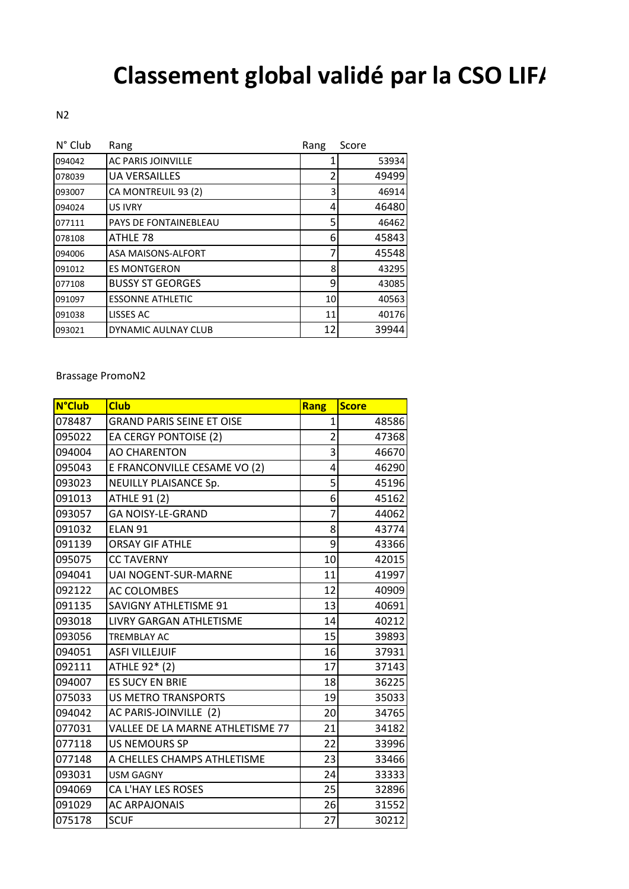# Classement global validé par la CSO LIF/

N2

| N° Club | Rang | Rang | Score |
|---|---|---|---|
| 094042 | AC PARIS JOINVILLE | 1 | 53934 |
| 078039 | UA VERSAILLES | 2 | 49499 |
| 093007 | CA MONTREUIL 93 (2) | 3 | 46914 |
| 094024 | US IVRY | 4 | 46480 |
| 077111 | PAYS DE FONTAINEBLEAU | 5 | 46462 |
| 078108 | ATHLE 78 | 6 | 45843 |
| 094006 | ASA MAISONS-ALFORT | 7 | 45548 |
| 091012 | ES MONTGERON | 8 | 43295 |
| 077108 | BUSSY ST GEORGES | 9 | 43085 |
| 091097 | ESSONNE ATHLETIC | 10 | 40563 |
| 091038 | LISSES AC | 11 | 40176 |
| 093021 | DYNAMIC AULNAY CLUB | 12 | 39944 |

Brassage PromoN2

| N°Club | Club | Rang | Score |
|---|---|---|---|
| 078487 | GRAND PARIS SEINE ET OISE | 1 | 48586 |
| 095022 | EA CERGY PONTOISE (2) | 2 | 47368 |
| 094004 | AO CHARENTON | 3 | 46670 |
| 095043 | E FRANCONVILLE CESAME VO (2) | 4 | 46290 |
| 093023 | NEUILLY PLAISANCE Sp. | 5 | 45196 |
| 091013 | ATHLE 91 (2) | 6 | 45162 |
| 093057 | GA NOISY-LE-GRAND | 7 | 44062 |
| 091032 | ELAN 91 | 8 | 43774 |
| 091139 | ORSAY GIF ATHLE | 9 | 43366 |
| 095075 | CC TAVERNY | 10 | 42015 |
| 094041 | UAI NOGENT-SUR-MARNE | 11 | 41997 |
| 092122 | AC COLOMBES | 12 | 40909 |
| 091135 | SAVIGNY ATHLETISME 91 | 13 | 40691 |
| 093018 | LIVRY GARGAN ATHLETISME | 14 | 40212 |
| 093056 | TREMBLAY AC | 15 | 39893 |
| 094051 | ASFI VILLEJUIF | 16 | 37931 |
| 092111 | ATHLE 92* (2) | 17 | 37143 |
| 094007 | ES SUCY EN BRIE | 18 | 36225 |
| 075033 | US METRO TRANSPORTS | 19 | 35033 |
| 094042 | AC PARIS-JOINVILLE (2) | 20 | 34765 |
| 077031 | VALLEE DE LA MARNE ATHLETISME 77 | 21 | 34182 |
| 077118 | US NEMOURS SP | 22 | 33996 |
| 077148 | A CHELLES CHAMPS ATHLETISME | 23 | 33466 |
| 093031 | USM GAGNY | 24 | 33333 |
| 094069 | CA L'HAY LES ROSES | 25 | 32896 |
| 091029 | AC ARPAJONAIS | 26 | 31552 |
| 075178 | SCUF | 27 | 30212 |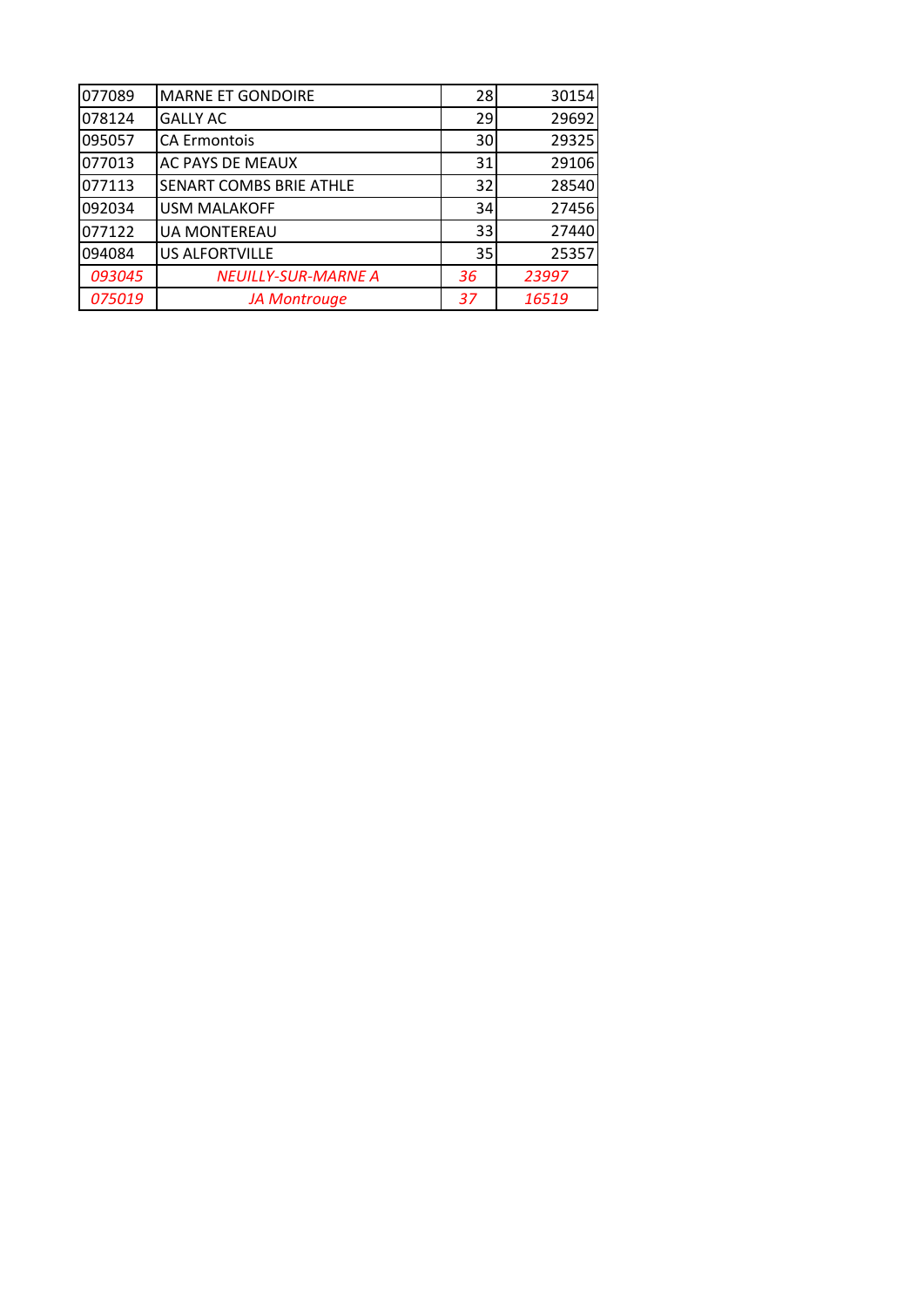| | | | |
|---|---|---|---|
| 077089 | MARNE ET GONDOIRE | 28 | 30154 |
| 078124 | GALLY AC | 29 | 29692 |
| 095057 | CA Ermontois | 30 | 29325 |
| 077013 | AC PAYS DE MEAUX | 31 | 29106 |
| 077113 | SENART COMBS BRIE ATHLE | 32 | 28540 |
| 092034 | USM MALAKOFF | 34 | 27456 |
| 077122 | UA MONTEREAU | 33 | 27440 |
| 094084 | US ALFORTVILLE | 35 | 25357 |
| *093045* | *NEUILLY-SUR-MARNE A* | *36* | *23997* |
| *075019* | *JA Montrouge* | *37* | *16519* |